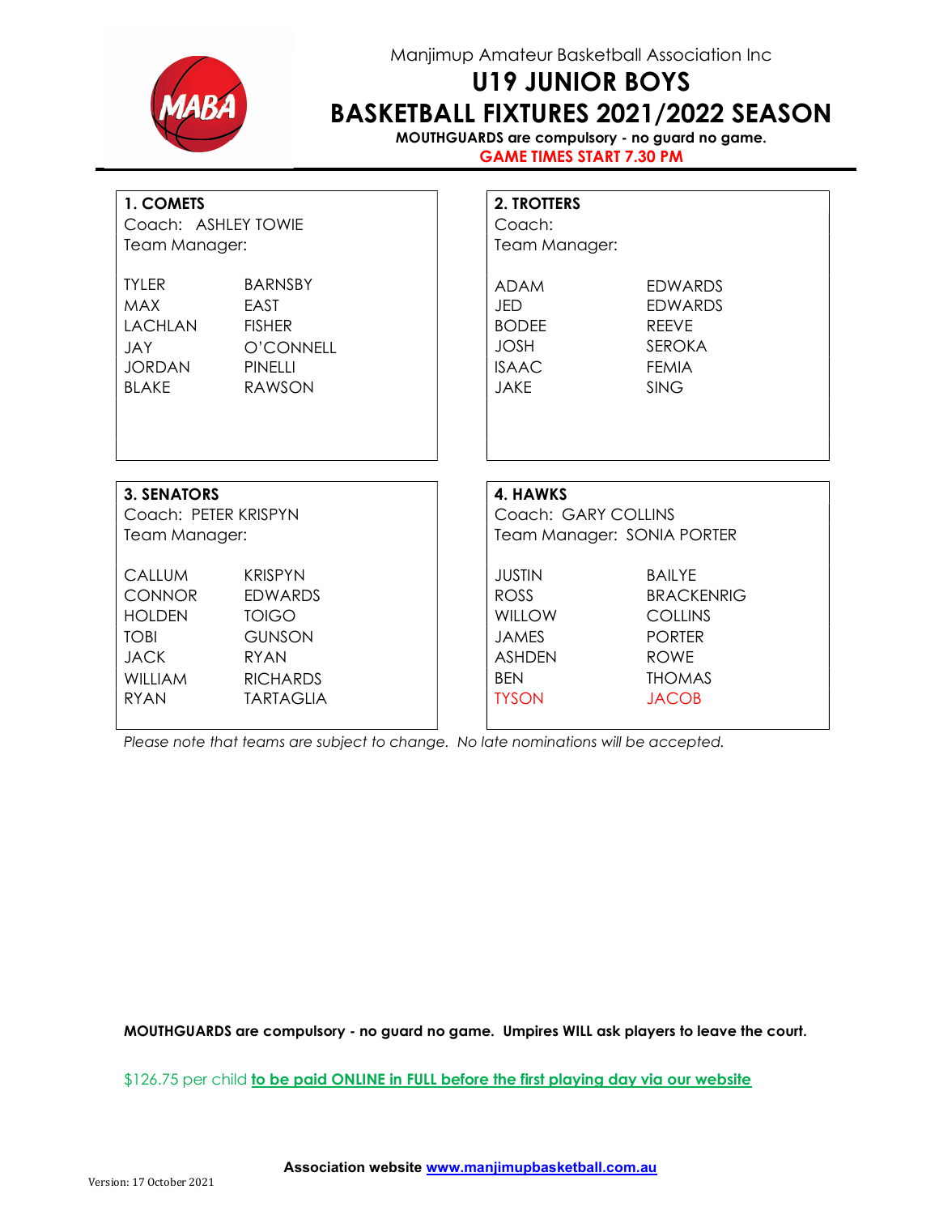Manjimup Amateur Basketball Association Inc

# U19 JUNIOR BOYS
# BASKETBALL FIXTURES 2021/2022 SEASON

**MOUTHGUARDS are compulsory - no guard no game.**

**GAME TIMES START 7.30 PM**

**1. COMETS**

Coach: ASHLEY TOWIE
Team Manager:

| | |
|---|---|
| TYLER | BARNSBY |
| MAX | EAST |
| LACHLAN | FISHER |
| JAY | O'CONNELL |
| JORDAN | PINELLI |
| BLAKE | RAWSON |

**2. TROTTERS**

Coach:
Team Manager:

| | |
|---|---|
| ADAM | EDWARDS |
| JED | EDWARDS |
| BODEE | REEVE |
| JOSH | SEROKA |
| ISAAC | FEMIA |
| JAKE | SING |

**3. SENATORS**

Coach: PETER KRISPYN
Team Manager:

| | |
|---|---|
| CALLUM | KRISPYN |
| CONNOR | EDWARDS |
| HOLDEN | TOIGO |
| TOBI | GUNSON |
| JACK | RYAN |
| WILLIAM | RICHARDS |
| RYAN | TARTAGLIA |

**4. HAWKS**

Coach: GARY COLLINS
Team Manager: SONIA PORTER

| | |
|---|---|
| JUSTIN | BAILYE |
| ROSS | BRACKENRIG |
| WILLOW | COLLINS |
| JAMES | PORTER |
| ASHDEN | ROWE |
| BEN | THOMAS |
| TYSON | JACOB |

*Please note that teams are subject to change. No late nominations will be accepted.*

**MOUTHGUARDS are compulsory - no guard no game. Umpires WILL ask players to leave the court.**

$126.75 per child **to be paid ONLINE in FULL before the first playing day via our website**

**Association website www.manjimupbasketball.com.au**

Version: 17 October 2021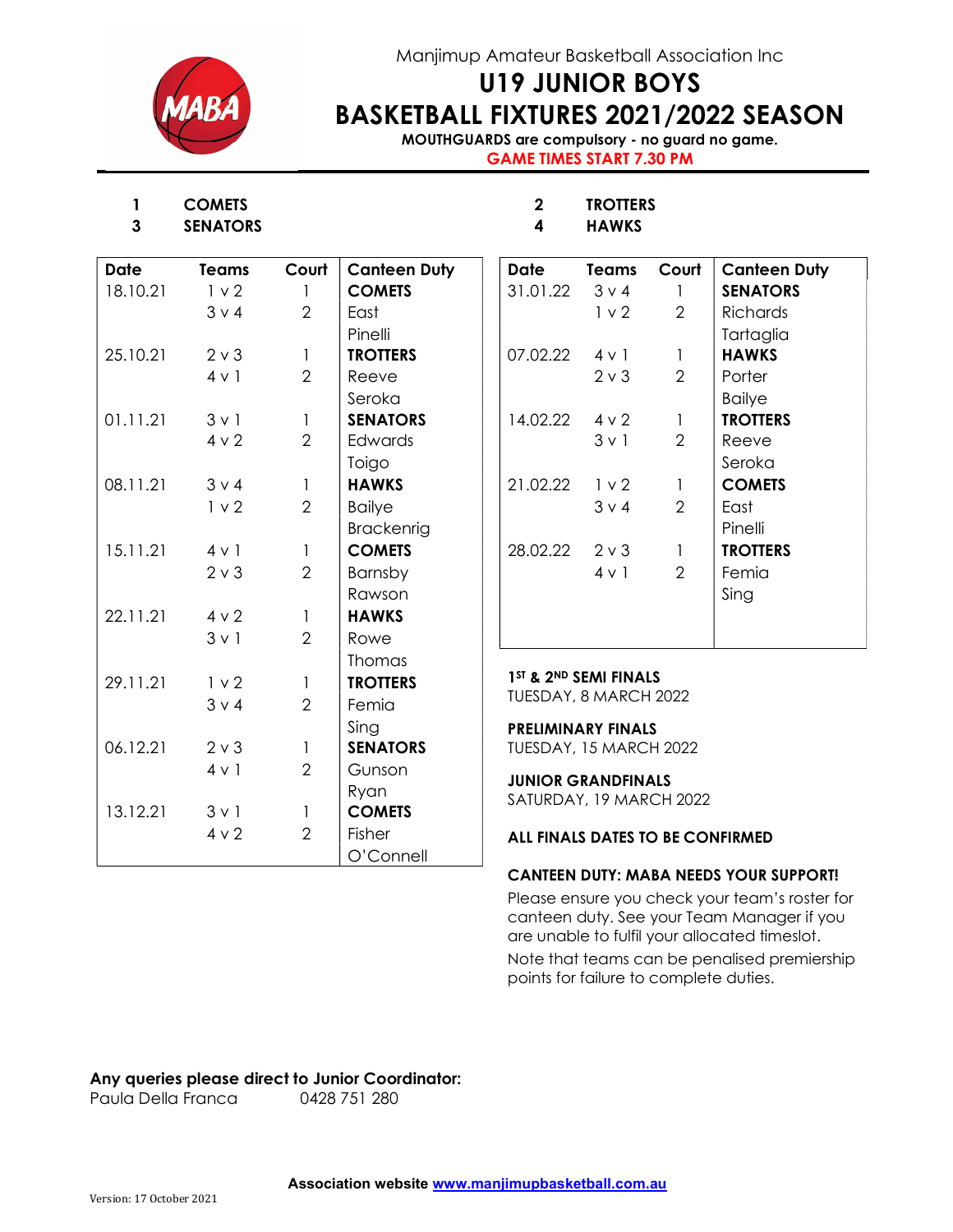Manjimup Amateur Basketball Association Inc

# U19 JUNIOR BOYS

# BASKETBALL FIXTURES 2021/2022 SEASON

**MOUTHGUARDS are compulsory - no guard no game.**

**GAME TIMES START 7.30 PM**

| | |
|---|---|
| **1** | **COMETS** |
| **3** | **SENATORS** |
| **2** | **TROTTERS** |
| **4** | **HAWKS** |

| Date | Teams | Court | Canteen Duty |
|---|---|---|---|
| 18.10.21 | 1 v 2 | 1 | **COMETS** |
| | 3 v 4 | 2 | East |
| | | | Pinelli |
| 25.10.21 | 2 v 3 | 1 | **TROTTERS** |
| | 4 v 1 | 2 | Reeve |
| | | | Seroka |
| 01.11.21 | 3 v 1 | 1 | **SENATORS** |
| | 4 v 2 | 2 | Edwards |
| | | | Toigo |
| 08.11.21 | 3 v 4 | 1 | **HAWKS** |
| | 1 v 2 | 2 | Bailye |
| | | | Brackenrig |
| 15.11.21 | 4 v 1 | 1 | **COMETS** |
| | 2 v 3 | 2 | Barnsby |
| | | | Rawson |
| 22.11.21 | 4 v 2 | 1 | **HAWKS** |
| | 3 v 1 | 2 | Rowe |
| | | | Thomas |
| 29.11.21 | 1 v 2 | 1 | **TROTTERS** |
| | 3 v 4 | 2 | Femia |
| | | | Sing |
| 06.12.21 | 2 v 3 | 1 | **SENATORS** |
| | 4 v 1 | 2 | Gunson |
| | | | Ryan |
| 13.12.21 | 3 v 1 | 1 | **COMETS** |
| | 4 v 2 | 2 | Fisher |
| | | | O'Connell |

| Date | Teams | Court | Canteen Duty |
|---|---|---|---|
| 31.01.22 | 3 v 4 | 1 | **SENATORS** |
| | 1 v 2 | 2 | Richards |
| | | | Tartaglia |
| 07.02.22 | 4 v 1 | 1 | **HAWKS** |
| | 2 v 3 | 2 | Porter |
| | | | Bailye |
| 14.02.22 | 4 v 2 | 1 | **TROTTERS** |
| | 3 v 1 | 2 | Reeve |
| | | | Seroka |
| 21.02.22 | 1 v 2 | 1 | **COMETS** |
| | 3 v 4 | 2 | East |
| | | | Pinelli |
| 28.02.22 | 2 v 3 | 1 | **TROTTERS** |
| | 4 v 1 | 2 | Femia |
| | | | Sing |

**1ST & 2ND SEMI FINALS**
TUESDAY, 8 MARCH 2022

**PRELIMINARY FINALS**
TUESDAY, 15 MARCH 2022

**JUNIOR GRANDFINALS**
SATURDAY, 19 MARCH 2022

**ALL FINALS DATES TO BE CONFIRMED**

**CANTEEN DUTY: MABA NEEDS YOUR SUPPORT!**

Please ensure you check your team's roster for canteen duty. See your Team Manager if you are unable to fulfil your allocated timeslot.

Note that teams can be penalised premiership points for failure to complete duties.

**Any queries please direct to Junior Coordinator:**
Paula Della Franca 0428 751 280

**Association website www.manjimupbasketball.com.au**

Version: 17 October 2021